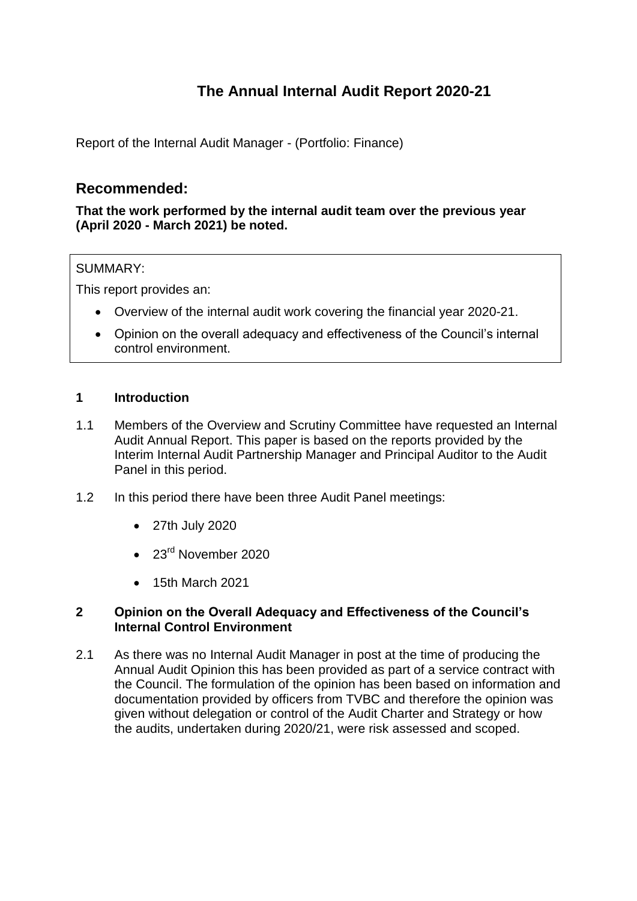# The Annual Internal Audit Report 2020-21

Report of the Internal Audit Manager - (Portfolio: Finance)

## Recommended:

**That the work performed by the internal audit team over the previous year (April 2020 - March 2021) be noted.**

SUMMARY:

This report provides an:

- Overview of the internal audit work covering the financial year 2020-21.
- Opinion on the overall adequacy and effectiveness of the Council's internal control environment.

### 1 Introduction

1.1 Members of the Overview and Scrutiny Committee have requested an Internal Audit Annual Report. This paper is based on the reports provided by the Interim Internal Audit Partnership Manager and Principal Auditor to the Audit Panel in this period.

1.2 In this period there have been three Audit Panel meetings:

- 27th July 2020
- 23rd November 2020
- 15th March 2021

### 2 Opinion on the Overall Adequacy and Effectiveness of the Council's Internal Control Environment

2.1 As there was no Internal Audit Manager in post at the time of producing the Annual Audit Opinion this has been provided as part of a service contract with the Council. The formulation of the opinion has been based on information and documentation provided by officers from TVBC and therefore the opinion was given without delegation or control of the Audit Charter and Strategy or how the audits, undertaken during 2020/21, were risk assessed and scoped.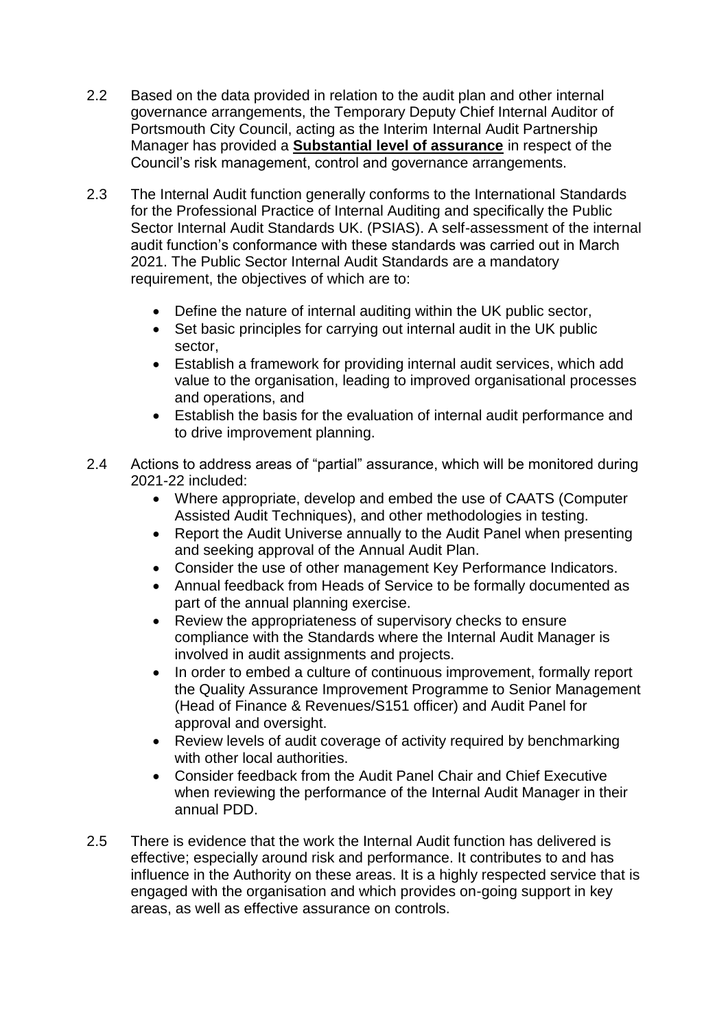2.2 Based on the data provided in relation to the audit plan and other internal governance arrangements, the Temporary Deputy Chief Internal Auditor of Portsmouth City Council, acting as the Interim Internal Audit Partnership Manager has provided a **Substantial level of assurance** in respect of the Council's risk management, control and governance arrangements.

2.3 The Internal Audit function generally conforms to the International Standards for the Professional Practice of Internal Auditing and specifically the Public Sector Internal Audit Standards UK. (PSIAS). A self-assessment of the internal audit function's conformance with these standards was carried out in March 2021. The Public Sector Internal Audit Standards are a mandatory requirement, the objectives of which are to:

- Define the nature of internal auditing within the UK public sector,
- Set basic principles for carrying out internal audit in the UK public sector,
- Establish a framework for providing internal audit services, which add value to the organisation, leading to improved organisational processes and operations, and
- Establish the basis for the evaluation of internal audit performance and to drive improvement planning.

2.4 Actions to address areas of "partial" assurance, which will be monitored during 2021-22 included:

- Where appropriate, develop and embed the use of CAATS (Computer Assisted Audit Techniques), and other methodologies in testing.
- Report the Audit Universe annually to the Audit Panel when presenting and seeking approval of the Annual Audit Plan.
- Consider the use of other management Key Performance Indicators.
- Annual feedback from Heads of Service to be formally documented as part of the annual planning exercise.
- Review the appropriateness of supervisory checks to ensure compliance with the Standards where the Internal Audit Manager is involved in audit assignments and projects.
- In order to embed a culture of continuous improvement, formally report the Quality Assurance Improvement Programme to Senior Management (Head of Finance & Revenues/S151 officer) and Audit Panel for approval and oversight.
- Review levels of audit coverage of activity required by benchmarking with other local authorities.
- Consider feedback from the Audit Panel Chair and Chief Executive when reviewing the performance of the Internal Audit Manager in their annual PDD.

2.5 There is evidence that the work the Internal Audit function has delivered is effective; especially around risk and performance. It contributes to and has influence in the Authority on these areas. It is a highly respected service that is engaged with the organisation and which provides on-going support in key areas, as well as effective assurance on controls.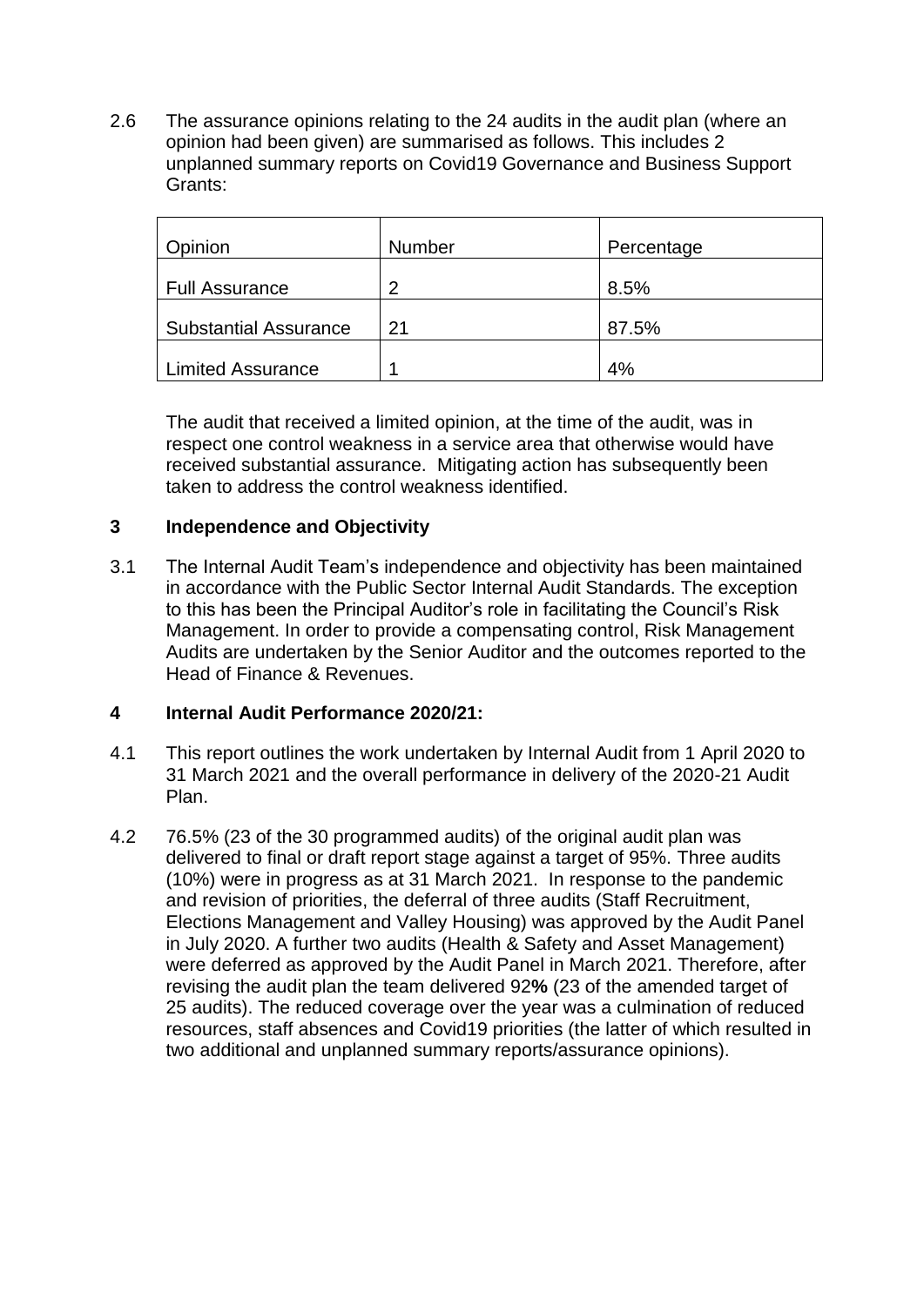2.6 The assurance opinions relating to the 24 audits in the audit plan (where an opinion had been given) are summarised as follows. This includes 2 unplanned summary reports on Covid19 Governance and Business Support Grants:

| Opinion | Number | Percentage |
|---|---|---|
| Full Assurance | 2 | 8.5% |
| Substantial Assurance | 21 | 87.5% |
| Limited Assurance | 1 | 4% |

The audit that received a limited opinion, at the time of the audit, was in respect one control weakness in a service area that otherwise would have received substantial assurance. Mitigating action has subsequently been taken to address the control weakness identified.

## 3 Independence and Objectivity

3.1 The Internal Audit Team's independence and objectivity has been maintained in accordance with the Public Sector Internal Audit Standards. The exception to this has been the Principal Auditor's role in facilitating the Council's Risk Management. In order to provide a compensating control, Risk Management Audits are undertaken by the Senior Auditor and the outcomes reported to the Head of Finance & Revenues.

## 4 Internal Audit Performance 2020/21:

4.1 This report outlines the work undertaken by Internal Audit from 1 April 2020 to 31 March 2021 and the overall performance in delivery of the 2020-21 Audit Plan.

4.2 76.5% (23 of the 30 programmed audits) of the original audit plan was delivered to final or draft report stage against a target of 95%. Three audits (10%) were in progress as at 31 March 2021. In response to the pandemic and revision of priorities, the deferral of three audits (Staff Recruitment, Elections Management and Valley Housing) was approved by the Audit Panel in July 2020. A further two audits (Health & Safety and Asset Management) were deferred as approved by the Audit Panel in March 2021. Therefore, after revising the audit plan the team delivered 92**%** (23 of the amended target of 25 audits). The reduced coverage over the year was a culmination of reduced resources, staff absences and Covid19 priorities (the latter of which resulted in two additional and unplanned summary reports/assurance opinions).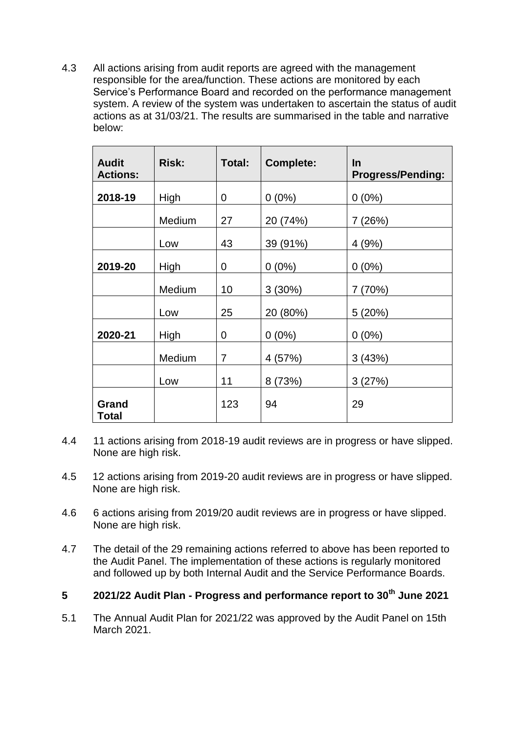4.3 All actions arising from audit reports are agreed with the management responsible for the area/function. These actions are monitored by each Service's Performance Board and recorded on the performance management system. A review of the system was undertaken to ascertain the status of audit actions as at 31/03/21. The results are summarised in the table and narrative below:

| Audit Actions: | Risk: | Total: | Complete: | In Progress/Pending: |
|---|---|---|---|---|
| **2018-19** | High | 0 | 0 (0%) | 0 (0%) |
| | Medium | 27 | 20 (74%) | 7 (26%) |
| | Low | 43 | 39 (91%) | 4 (9%) |
| **2019-20** | High | 0 | 0 (0%) | 0 (0%) |
| | Medium | 10 | 3 (30%) | 7 (70%) |
| | Low | 25 | 20 (80%) | 5 (20%) |
| **2020-21** | High | 0 | 0 (0%) | 0 (0%) |
| | Medium | 7 | 4 (57%) | 3 (43%) |
| | Low | 11 | 8 (73%) | 3 (27%) |
| **Grand Total** | | 123 | 94 | 29 |

4.4 11 actions arising from 2018-19 audit reviews are in progress or have slipped. None are high risk.

4.5 12 actions arising from 2019-20 audit reviews are in progress or have slipped. None are high risk.

4.6 6 actions arising from 2019/20 audit reviews are in progress or have slipped. None are high risk.

4.7 The detail of the 29 remaining actions referred to above has been reported to the Audit Panel. The implementation of these actions is regularly monitored and followed up by both Internal Audit and the Service Performance Boards.

## 5 2021/22 Audit Plan - Progress and performance report to 30th June 2021

5.1 The Annual Audit Plan for 2021/22 was approved by the Audit Panel on 15th March 2021.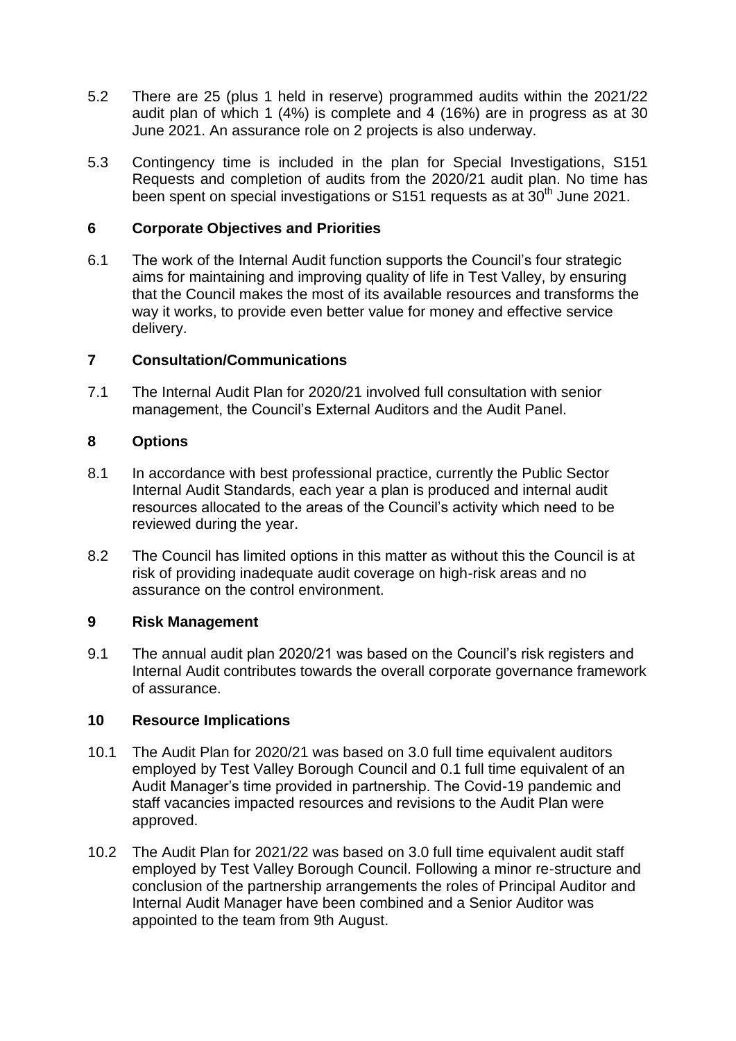5.2 There are 25 (plus 1 held in reserve) programmed audits within the 2021/22 audit plan of which 1 (4%) is complete and 4 (16%) are in progress as at 30 June 2021. An assurance role on 2 projects is also underway.

5.3 Contingency time is included in the plan for Special Investigations, S151 Requests and completion of audits from the 2020/21 audit plan. No time has been spent on special investigations or S151 requests as at 30th June 2021.

## 6 Corporate Objectives and Priorities

6.1 The work of the Internal Audit function supports the Council's four strategic aims for maintaining and improving quality of life in Test Valley, by ensuring that the Council makes the most of its available resources and transforms the way it works, to provide even better value for money and effective service delivery.

## 7 Consultation/Communications

7.1 The Internal Audit Plan for 2020/21 involved full consultation with senior management, the Council's External Auditors and the Audit Panel.

## 8 Options

8.1 In accordance with best professional practice, currently the Public Sector Internal Audit Standards, each year a plan is produced and internal audit resources allocated to the areas of the Council's activity which need to be reviewed during the year.

8.2 The Council has limited options in this matter as without this the Council is at risk of providing inadequate audit coverage on high-risk areas and no assurance on the control environment.

## 9 Risk Management

9.1 The annual audit plan 2020/21 was based on the Council's risk registers and Internal Audit contributes towards the overall corporate governance framework of assurance.

## 10 Resource Implications

10.1 The Audit Plan for 2020/21 was based on 3.0 full time equivalent auditors employed by Test Valley Borough Council and 0.1 full time equivalent of an Audit Manager's time provided in partnership. The Covid-19 pandemic and staff vacancies impacted resources and revisions to the Audit Plan were approved.

10.2 The Audit Plan for 2021/22 was based on 3.0 full time equivalent audit staff employed by Test Valley Borough Council. Following a minor re-structure and conclusion of the partnership arrangements the roles of Principal Auditor and Internal Audit Manager have been combined and a Senior Auditor was appointed to the team from 9th August.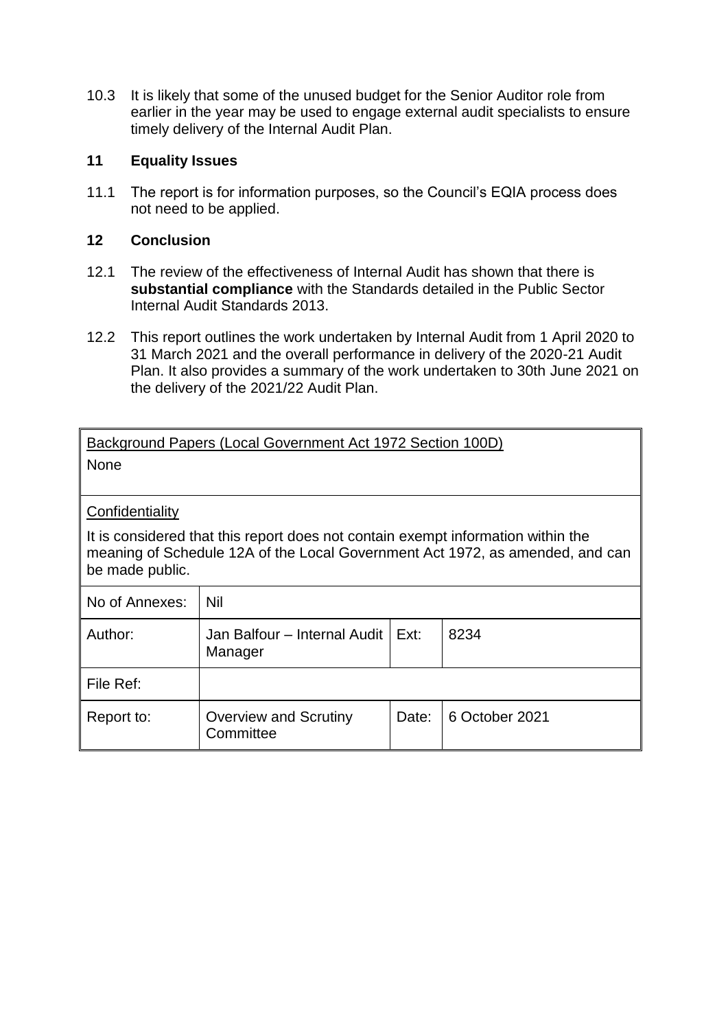10.3 It is likely that some of the unused budget for the Senior Auditor role from earlier in the year may be used to engage external audit specialists to ensure timely delivery of the Internal Audit Plan.

## 11 Equality Issues

11.1 The report is for information purposes, so the Council's EQIA process does not need to be applied.

## 12 Conclusion

12.1 The review of the effectiveness of Internal Audit has shown that there is **substantial compliance** with the Standards detailed in the Public Sector Internal Audit Standards 2013.

12.2 This report outlines the work undertaken by Internal Audit from 1 April 2020 to 31 March 2021 and the overall performance in delivery of the 2020-21 Audit Plan. It also provides a summary of the work undertaken to 30th June 2021 on the delivery of the 2021/22 Audit Plan.

| | | | |
|---|---|---|---|
| Background Papers (Local Government Act 1972 Section 100D)<br>None | | | |
| Confidentiality<br>It is considered that this report does not contain exempt information within the meaning of Schedule 12A of the Local Government Act 1972, as amended, and can be made public. | | | |
| No of Annexes: | Nil | | |
| Author: | Jan Balfour – Internal Audit Manager | Ext: | 8234 |
| File Ref: | | | |
| Report to: | Overview and Scrutiny Committee | Date: | 6 October 2021 |